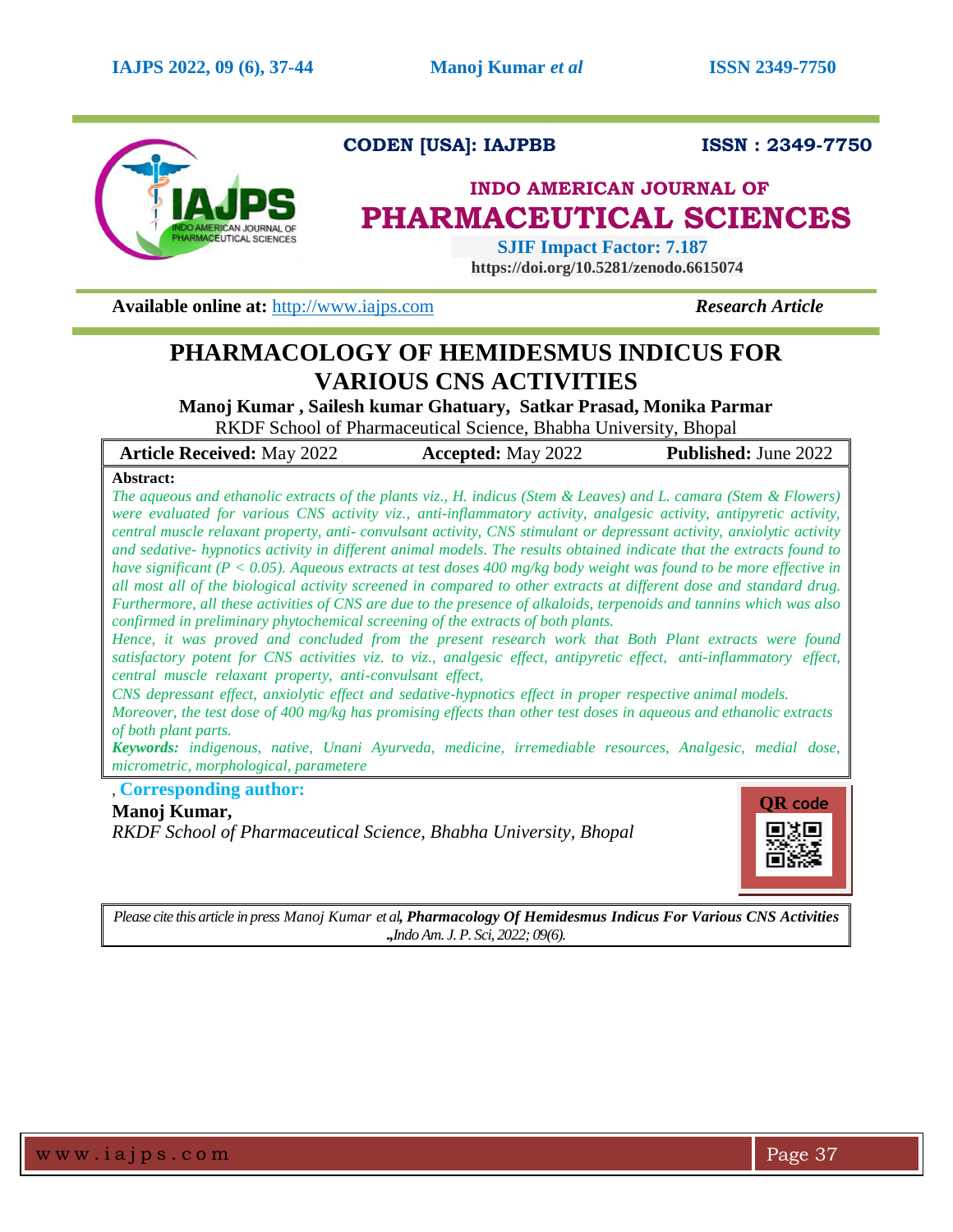CODEN [USA]: IAJPBB ISSN : 2349-7750

**INDO AMERICAN JOURNAL OF PHARMACEUTICAL SCIENCES**

**SJIF Impact Factor: 7.187**

**https://doi.org/10.5281/zenodo.6615074**

**Available online at:** http://www.iajps.com *Research Article*

# PHARMACOLOGY OF HEMIDESMUS INDICUS FOR VARIOUS CNS ACTIVITIES

**Manoj Kumar , Sailesh kumar Ghatuary, Satkar Prasad, Monika Parmar**

RKDF School of Pharmaceutical Science, Bhabha University, Bhopal

| **Article Received:** May 2022 | **Accepted:** May 2022 | **Published:** June 2022 |
|---|---|---|

**Abstract:**

*The aqueous and ethanolic extracts of the plants viz., H. indicus (Stem & Leaves) and L. camara (Stem & Flowers) were evaluated for various CNS activity viz., anti-inflammatory activity, analgesic activity, antipyretic activity, central muscle relaxant property, anti- convulsant activity, CNS stimulant or depressant activity, anxiolytic activity and sedative- hypnotics activity in different animal models. The results obtained indicate that the extracts found to have significant ($P < 0.05$). Aqueous extracts at test doses 400 mg/kg body weight was found to be more effective in all most all of the biological activity screened in compared to other extracts at different dose and standard drug. Furthermore, all these activities of CNS are due to the presence of alkaloids, terpenoids and tannins which was also confirmed in preliminary phytochemical screening of the extracts of both plants.*

*Hence, it was proved and concluded from the present research work that Both Plant extracts were found satisfactory potent for CNS activities viz. to viz., analgesic effect, antipyretic effect, anti-inflammatory effect, central muscle relaxant property, anti-convulsant effect,*

*CNS depressant effect, anxiolytic effect and sedative-hypnotics effect in proper respective animal models.*

*Moreover, the test dose of 400 mg/kg has promising effects than other test doses in aqueous and ethanolic extracts of both plant parts.*

***Keywords:*** *indigenous, native, Unani Ayurveda, medicine, irremediable resources, Analgesic, medial dose, micrometric, morphological, parametere*

**Corresponding author:**

**Manoj Kumar,**

*RKDF School of Pharmaceutical Science, Bhabha University, Bhopal*

QR code

*Please cite this article in press Manoj Kumar et al,* ***Pharmacology Of Hemidesmus Indicus For Various CNS Activities*** *,Indo Am. J. P. Sci, 2022; 09(6).*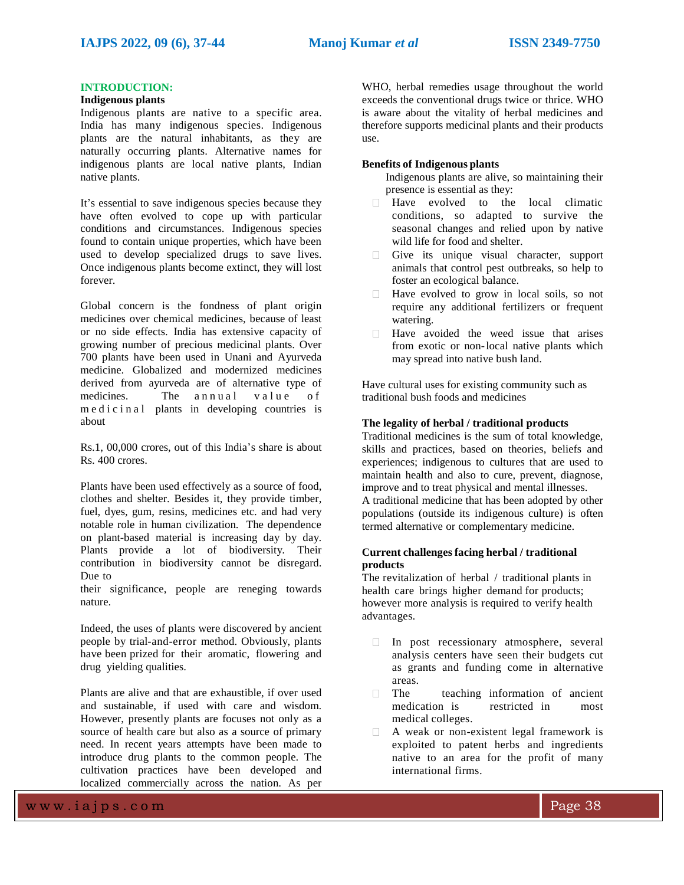## INTRODUCTION:

### Indigenous plants

Indigenous plants are native to a specific area. India has many indigenous species. Indigenous plants are the natural inhabitants, as they are naturally occurring plants. Alternative names for indigenous plants are local native plants, Indian native plants.

It's essential to save indigenous species because they have often evolved to cope up with particular conditions and circumstances. Indigenous species found to contain unique properties, which have been used to develop specialized drugs to save lives. Once indigenous plants become extinct, they will lost forever.

Global concern is the fondness of plant origin medicines over chemical medicines, because of least or no side effects. India has extensive capacity of growing number of precious medicinal plants. Over 700 plants have been used in Unani and Ayurveda medicine. Globalized and modernized medicines derived from ayurveda are of alternative type of medicines. The annual value of medicinal plants in developing countries is about

Rs.1, 00,000 crores, out of this India's share is about Rs. 400 crores.

Plants have been used effectively as a source of food, clothes and shelter. Besides it, they provide timber, fuel, dyes, gum, resins, medicines etc. and had very notable role in human civilization. The dependence on plant-based material is increasing day by day. Plants provide a lot of biodiversity. Their contribution in biodiversity cannot be disregard. Due to their significance, people are reneging towards nature.

Indeed, the uses of plants were discovered by ancient people by trial-and-error method. Obviously, plants have been prized for their aromatic, flowering and drug yielding qualities.

Plants are alive and that are exhaustible, if over used and sustainable, if used with care and wisdom. However, presently plants are focuses not only as a source of health care but also as a source of primary need. In recent years attempts have been made to introduce drug plants to the common people. The cultivation practices have been developed and localized commercially across the nation. As per WHO, herbal remedies usage throughout the world exceeds the conventional drugs twice or thrice. WHO is aware about the vitality of herbal medicines and therefore supports medicinal plants and their products use.

### Benefits of Indigenous plants

Indigenous plants are alive, so maintaining their presence is essential as they:

- Have evolved to the local climatic conditions, so adapted to survive the seasonal changes and relied upon by native wild life for food and shelter.
- Give its unique visual character, support animals that control pest outbreaks, so help to foster an ecological balance.
- Have evolved to grow in local soils, so not require any additional fertilizers or frequent watering.
- Have avoided the weed issue that arises from exotic or non-local native plants which may spread into native bush land.

Have cultural uses for existing community such as traditional bush foods and medicines

### The legality of herbal / traditional products

Traditional medicines is the sum of total knowledge, skills and practices, based on theories, beliefs and experiences; indigenous to cultures that are used to maintain health and also to cure, prevent, diagnose, improve and to treat physical and mental illnesses.
A traditional medicine that has been adopted by other populations (outside its indigenous culture) is often termed alternative or complementary medicine.

### Current challenges facing herbal / traditional products

The revitalization of herbal / traditional plants in health care brings higher demand for products; however more analysis is required to verify health advantages.

- In post recessionary atmosphere, several analysis centers have seen their budgets cut as grants and funding come in alternative areas.
- The teaching information of ancient medication is restricted in most medical colleges.
- A weak or non-existent legal framework is exploited to patent herbs and ingredients native to an area for the profit of many international firms.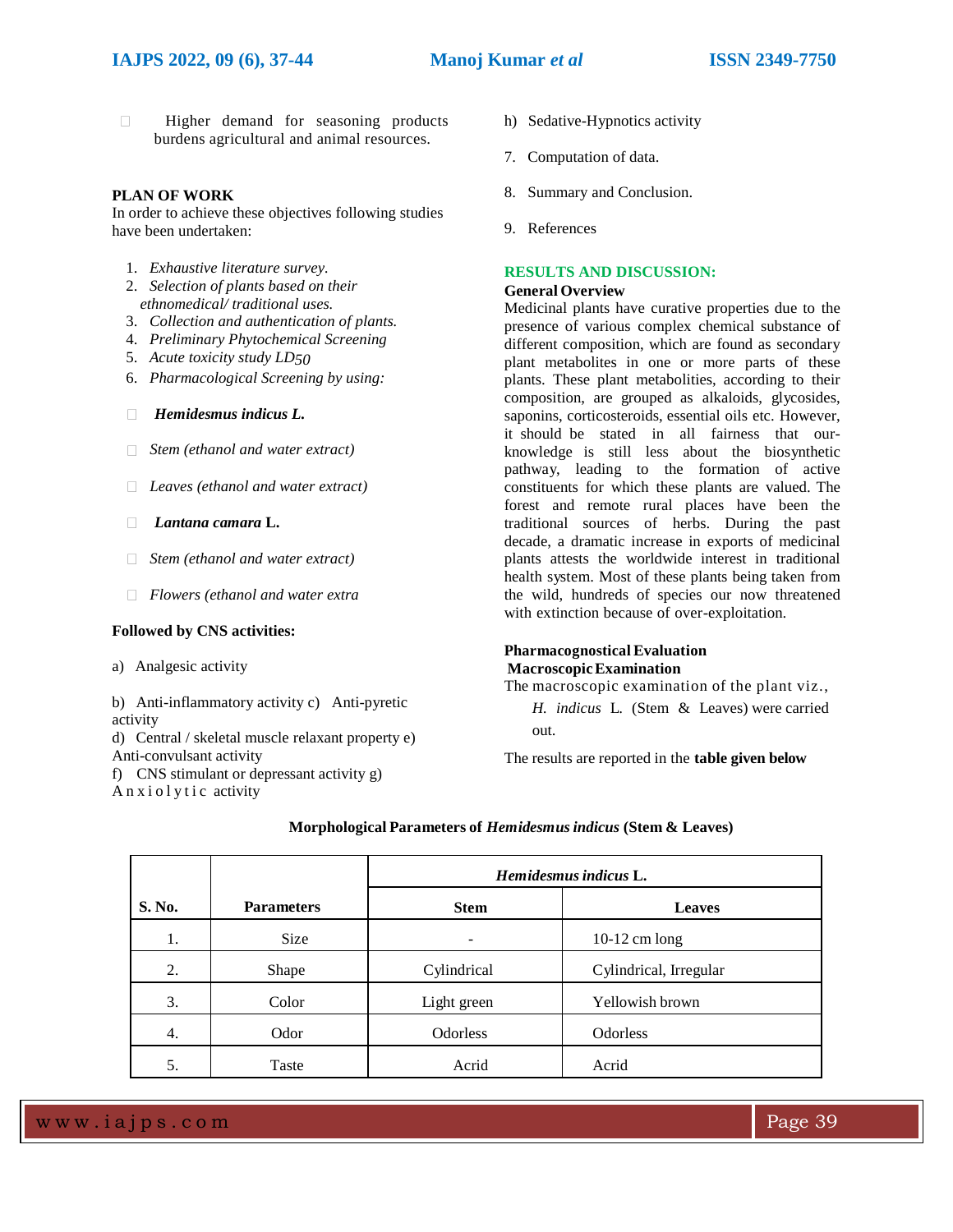- Higher demand for seasoning products burdens agricultural and animal resources.

**PLAN OF WORK**

In order to achieve these objectives following studies have been undertaken:

1. *Exhaustive literature survey.*
2. *Selection of plants based on their ethnomedical/ traditional uses.*
3. *Collection and authentication of plants.*
4. *Preliminary Phytochemical Screening*
5. *Acute toxicity study LD50*
6. *Pharmacological Screening by using:*

- ***Hemidesmus indicus* L.**
- *Stem (ethanol and water extract)*
- *Leaves (ethanol and water extract)*
- ***Lantana camara* L.**
- *Stem (ethanol and water extract)*
- *Flowers (ethanol and water extra*

**Followed by CNS activities:**

a) Analgesic activity

b) Anti-inflammatory activity c) Anti-pyretic activity

d) Central / skeletal muscle relaxant property e) Anti-convulsant activity

f) CNS stimulant or depressant activity g) Anxiolytic activity

h) Sedative-Hypnotics activity

7. Computation of data.
8. Summary and Conclusion.
9. References

## RESULTS AND DISCUSSION:

**General Overview**

Medicinal plants have curative properties due to the presence of various complex chemical substance of different composition, which are found as secondary plant metabolites in one or more parts of these plants. These plant metabolities, according to their composition, are grouped as alkaloids, glycosides, saponins, corticosteroids, essential oils etc. However, it should be stated in all fairness that our-knowledge is still less about the biosynthetic pathway, leading to the formation of active constituents for which these plants are valued. The forest and remote rural places have been the traditional sources of herbs. During the past decade, a dramatic increase in exports of medicinal plants attests the worldwide interest in traditional health system. Most of these plants being taken from the wild, hundreds of species our now threatened with extinction because of over-exploitation.

**Pharmacognostical Evaluation**

**Macroscopic Examination**

The macroscopic examination of the plant viz., *H. indicus* L. (Stem & Leaves) were carried out.

The results are reported in the **table given below**

**Morphological Parameters of *Hemidesmus indicus* (Stem & Leaves)**

| S. No. | Parameters | *Hemidesmus indicus* L. | |
|---|---|---|---|
| | | **Stem** | **Leaves** |
| 1. | Size | - | 10-12 cm long |
| 2. | Shape | Cylindrical | Cylindrical, Irregular |
| 3. | Color | Light green | Yellowish brown |
| 4. | Odor | Odorless | Odorless |
| 5. | Taste | Acrid | Acrid |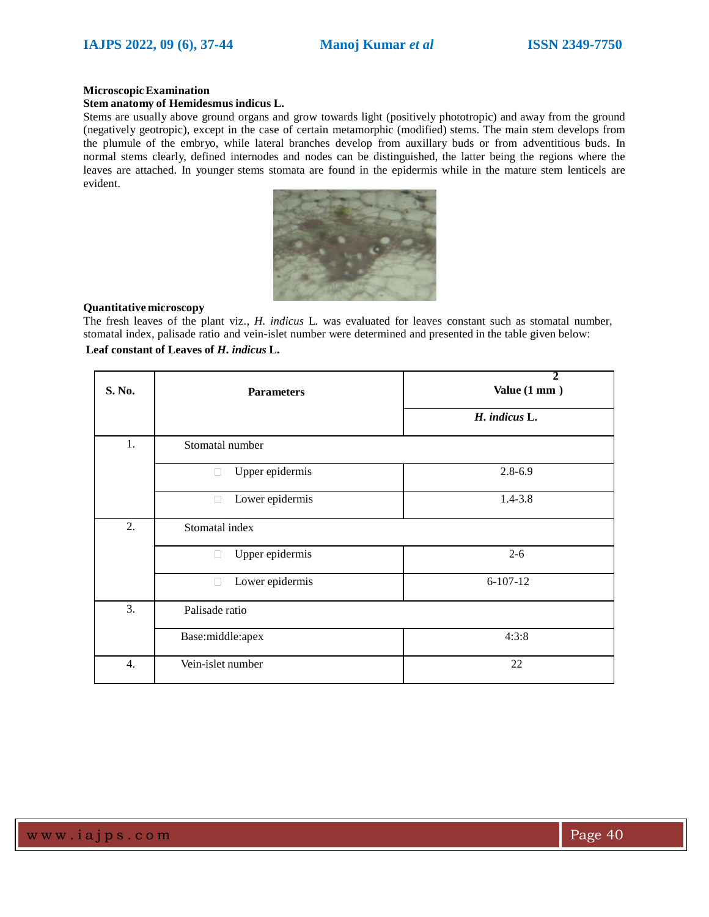**Microscopic Examination**

**Stem anatomy of Hemidesmus indicus L.**

Stems are usually above ground organs and grow towards light (positively phototropic) and away from the ground (negatively geotropic), except in the case of certain metamorphic (modified) stems. The main stem develops from the plumule of the embryo, while lateral branches develop from auxillary buds or from adventitious buds. In normal stems clearly, defined internodes and nodes can be distinguished, the latter being the regions where the leaves are attached. In younger stems stomata are found in the epidermis while in the mature stem lenticels are evident.

**Quantitative microscopy**

The fresh leaves of the plant viz., *H. indicus* L. was evaluated for leaves constant such as stomatal number, stomatal index, palisade ratio and vein-islet number were determined and presented in the table given below:

**Leaf constant of Leaves of *H. indicus* L.**

| S. No. | Parameters | Value (1 $mm^2$) |
|---|---|---|
| | | ***H. indicus* L.** |
| 1. | Stomatal number | |
| | Upper epidermis | 2.8-6.9 |
| | Lower epidermis | 1.4-3.8 |
| 2. | Stomatal index | |
| | Upper epidermis | 2-6 |
| | Lower epidermis | 6-107-12 |
| 3. | Palisade ratio | |
| | Base:middle:apex | 4:3:8 |
| 4. | Vein-islet number | 22 |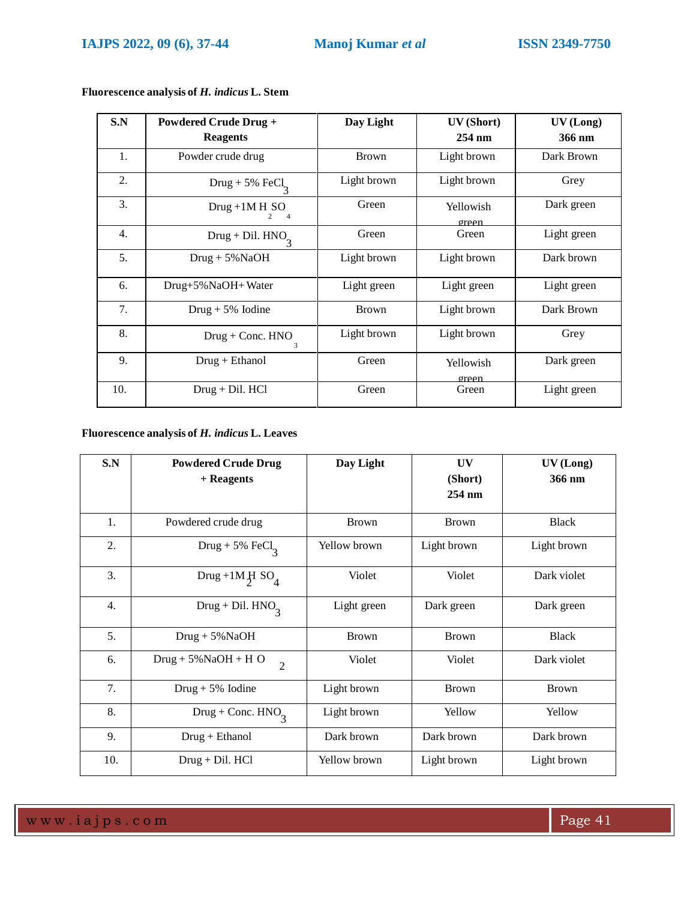**Fluorescence analysis of *H. indicus* L. Stem**

| S.N | Powdered Crude Drug + Reagents | Day Light | UV (Short) 254 nm | UV (Long) 366 nm |
|---|---|---|---|---|
| 1. | Powder crude drug | Brown | Light brown | Dark Brown |
| 2. | Drug + 5% $FeCl_3$ | Light brown | Light brown | Grey |
| 3. | Drug +1M $H_2SO_4$ | Green | Yellowish green | Dark green |
| 4. | Drug + Dil. $HNO_3$ | Green | Green | Light green |
| 5. | Drug + 5%NaOH | Light brown | Light brown | Dark brown |
| 6. | Drug+5%NaOH+ Water | Light green | Light green | Light green |
| 7. | Drug + 5% Iodine | Brown | Light brown | Dark Brown |
| 8. | Drug + Conc. $HNO_3$ | Light brown | Light brown | Grey |
| 9. | Drug + Ethanol | Green | Yellowish green | Dark green |
| 10. | Drug + Dil. HCl | Green | Green | Light green |

**Fluorescence analysis of *H. indicus* L. Leaves**

| S.N | Powdered Crude Drug + Reagents | Day Light | UV (Short) 254 nm | UV (Long) 366 nm |
|---|---|---|---|---|
| 1. | Powdered crude drug | Brown | Brown | Black |
| 2. | Drug + 5% $FeCl_3$ | Yellow brown | Light brown | Light brown |
| 3. | Drug +1M $H_2SO_4$ | Violet | Violet | Dark violet |
| 4. | Drug + Dil. $HNO_3$ | Light green | Dark green | Dark green |
| 5. | Drug + 5%NaOH | Brown | Brown | Black |
| 6. | Drug + 5%NaOH + $H_2O$ | Violet | Violet | Dark violet |
| 7. | Drug + 5% Iodine | Light brown | Brown | Brown |
| 8. | Drug + Conc. $HNO_3$ | Light brown | Yellow | Yellow |
| 9. | Drug + Ethanol | Dark brown | Dark brown | Dark brown |
| 10. | Drug + Dil. HCl | Yellow brown | Light brown | Light brown |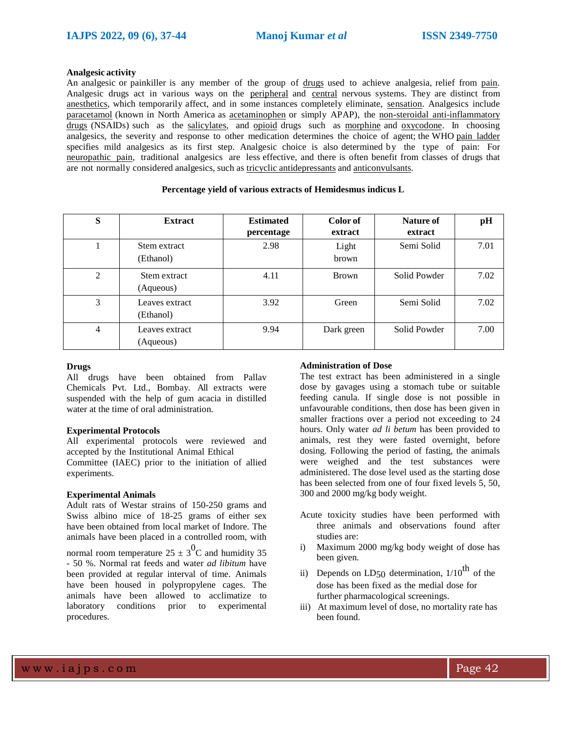### Analgesic activity

An analgesic or painkiller is any member of the group of drugs used to achieve analgesia, relief from pain. Analgesic drugs act in various ways on the peripheral and central nervous systems. They are distinct from anesthetics, which temporarily affect, and in some instances completely eliminate, sensation. Analgesics include paracetamol (known in North America as acetaminophen or simply APAP), the non-steroidal anti-inflammatory drugs (NSAIDs) such as the salicylates, and opioid drugs such as morphine and oxycodone. In choosing analgesics, the severity and response to other medication determines the choice of agent; the WHO pain ladder specifies mild analgesics as its first step. Analgesic choice is also determined by the type of pain: For neuropathic pain, traditional analgesics are less effective, and there is often benefit from classes of drugs that are not normally considered analgesics, such as tricyclic antidepressants and anticonvulsants.

**Percentage yield of various extracts of Hemidesmus indicus L**

| S | Extract | Estimated percentage | Color of extract | Nature of extract | pH |
|---|---|---|---|---|---|
| 1 | Stem extract (Ethanol) | 2.98 | Light brown | Semi Solid | 7.01 |
| 2 | Stem extract (Aqueous) | 4.11 | Brown | Solid Powder | 7.02 |
| 3 | Leaves extract (Ethanol) | 3.92 | Green | Semi Solid | 7.02 |
| 4 | Leaves extract (Aqueous) | 9.94 | Dark green | Solid Powder | 7.00 |

### Drugs

All drugs have been obtained from Pallav Chemicals Pvt. Ltd., Bombay. All extracts were suspended with the help of gum acacia in distilled water at the time of oral administration.

### Experimental Protocols

All experimental protocols were reviewed and accepted by the Institutional Animal Ethical Committee (IAEC) prior to the initiation of allied experiments.

### Experimental Animals

Adult rats of Westar strains of 150-250 grams and Swiss albino mice of 18-25 grams of either sex have been obtained from local market of Indore. The animals have been placed in a controlled room, with normal room temperature $25 \pm 3^{0}C$ and humidity 35 - 50 %. Normal rat feeds and water *ad libitum* have been provided at regular interval of time. Animals have been housed in polypropylene cages. The animals have been allowed to acclimatize to laboratory conditions prior to experimental procedures.

### Administration of Dose

The test extract has been administered in a single dose by gavages using a stomach tube or suitable feeding canula. If single dose is not possible in unfavourable conditions, then dose has been given in smaller fractions over a period not exceeding to 24 hours. Only water *ad li betum* has been provided to animals, rest they were fasted overnight, before dosing. Following the period of fasting, the animals were weighed and the test substances were administered. The dose level used as the starting dose has been selected from one of four fixed levels 5, 50, 300 and 2000 mg/kg body weight.

Acute toxicity studies have been performed with three animals and observations found after studies are:

i) Maximum 2000 mg/kg body weight of dose has been given.
ii) Depends on $LD_{50}$ determination, $1/10^{th}$ of the dose has been fixed as the medial dose for further pharmacological screenings.
iii) At maximum level of dose, no mortality rate has been found.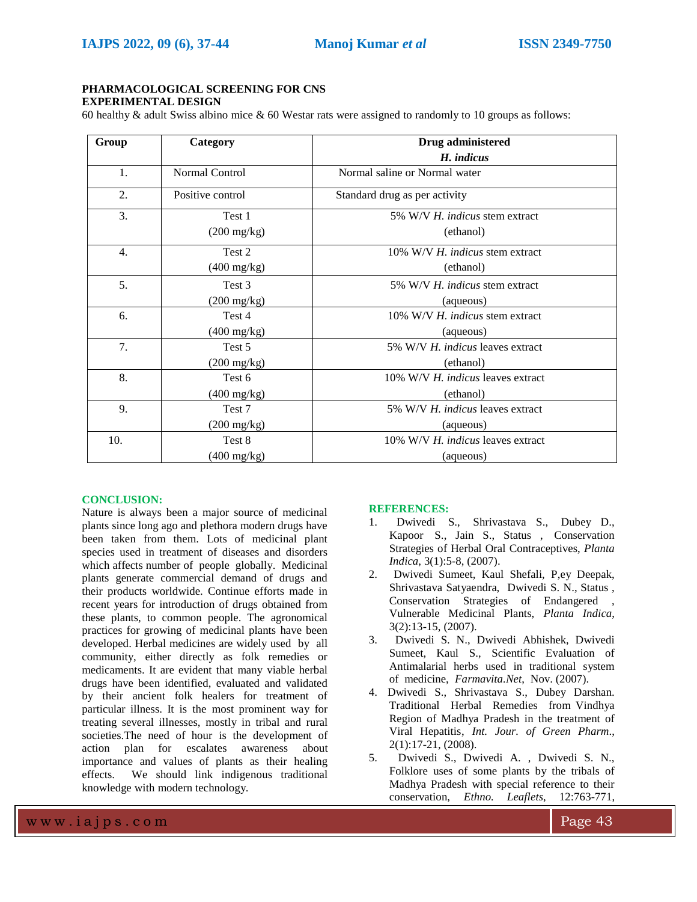**PHARMACOLOGICAL SCREENING FOR CNS**
**EXPERIMENTAL DESIGN**

60 healthy & adult Swiss albino mice & 60 Westar rats were assigned to randomly to 10 groups as follows:

| Group | Category | Drug administered *H. indicus* |
|---|---|---|
| 1. | Normal Control | Normal saline or Normal water |
| 2. | Positive control | Standard drug as per activity |
| 3. | Test 1 (200 mg/kg) | 5% W/V *H. indicus* stem extract (ethanol) |
| 4. | Test 2 (400 mg/kg) | 10% W/V *H. indicus* stem extract (ethanol) |
| 5. | Test 3 (200 mg/kg) | 5% W/V *H. indicus* stem extract (aqueous) |
| 6. | Test 4 (400 mg/kg) | 10% W/V *H. indicus* stem extract (aqueous) |
| 7. | Test 5 (200 mg/kg) | 5% W/V *H. indicus* leaves extract (ethanol) |
| 8. | Test 6 (400 mg/kg) | 10% W/V *H. indicus* leaves extract (ethanol) |
| 9. | Test 7 (200 mg/kg) | 5% W/V *H. indicus* leaves extract (aqueous) |
| 10. | Test 8 (400 mg/kg) | 10% W/V *H. indicus* leaves extract (aqueous) |

## CONCLUSION:

Nature is always been a major source of medicinal plants since long ago and plethora modern drugs have been taken from them. Lots of medicinal plant species used in treatment of diseases and disorders which affects number of people globally. Medicinal plants generate commercial demand of drugs and their products worldwide. Continue efforts made in recent years for introduction of drugs obtained from these plants, to common people. The agronomical practices for growing of medicinal plants have been developed. Herbal medicines are widely used by all community, either directly as folk remedies or medicaments. It are evident that many viable herbal drugs have been identified, evaluated and validated by their ancient folk healers for treatment of particular illness. It is the most prominent way for treating several illnesses, mostly in tribal and rural societies.The need of hour is the development of action plan for escalates awareness about importance and values of plants as their healing effects. We should link indigenous traditional knowledge with modern technology.

## REFERENCES:

1. Dwivedi S., Shrivastava S., Dubey D., Kapoor S., Jain S., Status , Conservation Strategies of Herbal Oral Contraceptives, *Planta Indica*, 3(1):5-8, (2007).
2. Dwivedi Sumeet, Kaul Shefali, P,ey Deepak, Shrivastava Satyaendra, Dwivedi S. N., Status , Conservation Strategies of Endangered , Vulnerable Medicinal Plants, *Planta Indica*, 3(2):13-15, (2007).
3. Dwivedi S. N., Dwivedi Abhishek, Dwivedi Sumeet, Kaul S., Scientific Evaluation of Antimalarial herbs used in traditional system of medicine, *Farmavita.Net*, Nov. (2007).
4. Dwivedi S., Shrivastava S., Dubey Darshan. Traditional Herbal Remedies from Vindhya Region of Madhya Pradesh in the treatment of Viral Hepatitis, *Int. Jour. of Green Pharm*., 2(1):17-21, (2008).
5. Dwivedi S., Dwivedi A. , Dwivedi S. N., Folklore uses of some plants by the tribals of Madhya Pradesh with special reference to their conservation, *Ethno. Leaflets*, 12:763-771,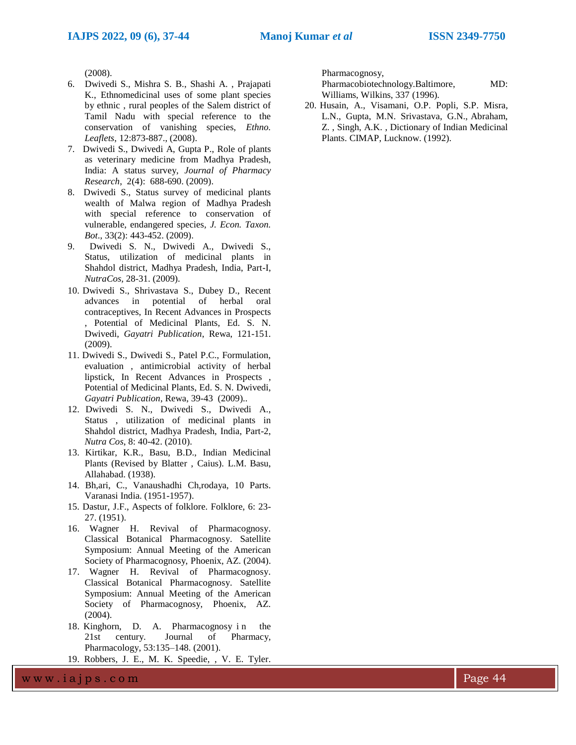(2008).

6. Dwivedi S., Mishra S. B., Shashi A. , Prajapati K., Ethnomedicinal uses of some plant species by ethnic , rural peoples of the Salem district of Tamil Nadu with special reference to the conservation of vanishing species, *Ethno. Leaflets*, 12:873-887., (2008).
7. Dwivedi S., Dwivedi A, Gupta P., Role of plants as veterinary medicine from Madhya Pradesh, India: A status survey, *Journal of Pharmacy Research*, 2(4): 688-690. (2009).
8. Dwivedi S., Status survey of medicinal plants wealth of Malwa region of Madhya Pradesh with special reference to conservation of vulnerable, endangered species, *J. Econ. Taxon. Bot*., 33(2): 443-452. (2009).
9. Dwivedi S. N., Dwivedi A., Dwivedi S., Status, utilization of medicinal plants in Shahdol district, Madhya Pradesh, India, Part-I, *NutraCos*, 28-31. (2009).
10. Dwivedi S., Shrivastava S., Dubey D., Recent advances in potential of herbal oral contraceptives, In Recent Advances in Prospects , Potential of Medicinal Plants, Ed. S. N. Dwivedi, *Gayatri Publication*, Rewa, 121-151. (2009).
11. Dwivedi S., Dwivedi S., Patel P.C., Formulation, evaluation , antimicrobial activity of herbal lipstick, In Recent Advances in Prospects , Potential of Medicinal Plants, Ed. S. N. Dwivedi, *Gayatri Publication*, Rewa, 39-43 (2009)..
12. Dwivedi S. N., Dwivedi S., Dwivedi A., Status , utilization of medicinal plants in Shahdol district, Madhya Pradesh, India, Part-2, *Nutra Cos*, 8: 40-42. (2010).
13. Kirtikar, K.R., Basu, B.D., Indian Medicinal Plants (Revised by Blatter , Caius). L.M. Basu, Allahabad. (1938).
14. Bh,ari, C., Vanaushadhi Ch,rodaya, 10 Parts. Varanasi India. (1951-1957).
15. Dastur, J.F., Aspects of folklore. Folklore, 6: 23-27. (1951).
16. Wagner H. Revival of Pharmacognosy. Classical Botanical Pharmacognosy. Satellite Symposium: Annual Meeting of the American Society of Pharmacognosy, Phoenix, AZ. (2004).
17. Wagner H. Revival of Pharmacognosy. Classical Botanical Pharmacognosy. Satellite Symposium: Annual Meeting of the American Society of Pharmacognosy, Phoenix, AZ. (2004).
18. Kinghorn, D. A. Pharmacognosy i n the 21st century. Journal of Pharmacy, Pharmacology, 53:135–148. (2001).
19. Robbers, J. E., M. K. Speedie, , V. E. Tyler. Pharmacognosy, Pharmacobiotechnology.Baltimore, MD: Williams, Wilkins, 337 (1996).
20. Husain, A., Visamani, O.P. Popli, S.P. Misra, L.N., Gupta, M.N. Srivastava, G.N., Abraham, Z. , Singh, A.K. , Dictionary of Indian Medicinal Plants. CIMAP, Lucknow. (1992).